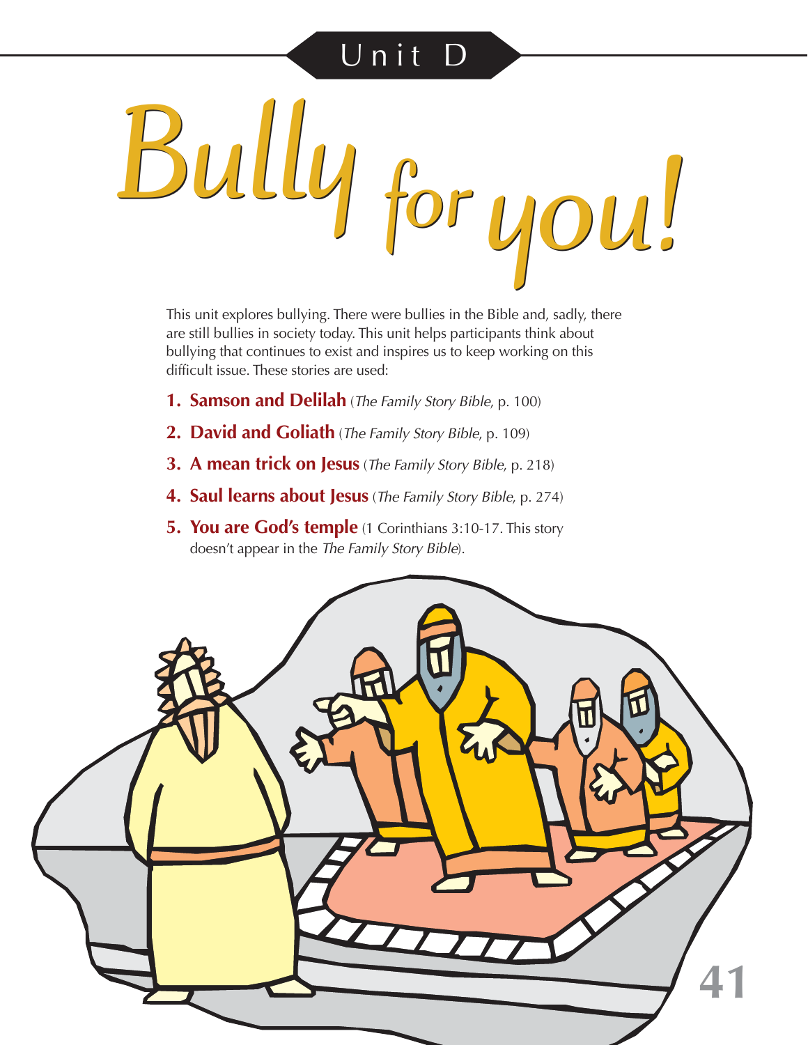Unit D

# Bully for you!

This unit explores bullying. There were bullies in the Bible and, sadly, there are still bullies in society today. This unit helps participants think about bullying that continues to exist and inspires us to keep working on this difficult issue. These stories are used:

1. **Samson and Delilah** (*The Family Story Bible*, p. 100)
2. **David and Goliath** (*The Family Story Bible*, p. 109)
3. **A mean trick on Jesus** (*The Family Story Bible*, p. 218)
4. **Saul learns about Jesus** (*The Family Story Bible*, p. 274)
5. **You are God's temple** (1 Corinthians 3:10-17. This story doesn't appear in the *The Family Story Bible*).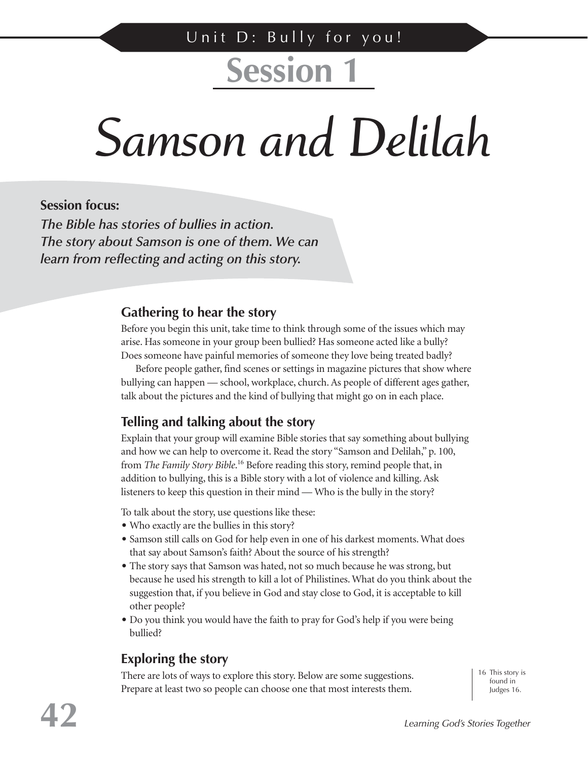Unit D: Bully for you!

# Session 1

# *Samson and Delilah*

**Session focus:**

*The Bible has stories of bullies in action. The story about Samson is one of them. We can learn from reflecting and acting on this story.*

## Gathering to hear the story

Before you begin this unit, take time to think through some of the issues which may arise. Has someone in your group been bullied? Has someone acted like a bully? Does someone have painful memories of someone they love being treated badly?

Before people gather, find scenes or settings in magazine pictures that show where bullying can happen — school, workplace, church. As people of different ages gather, talk about the pictures and the kind of bullying that might go on in each place.

## Telling and talking about the story

Explain that your group will examine Bible stories that say something about bullying and how we can help to overcome it. Read the story "Samson and Delilah," p. 100, from *The Family Story Bible.*[16] Before reading this story, remind people that, in addition to bullying, this is a Bible story with a lot of violence and killing. Ask listeners to keep this question in their mind — Who is the bully in the story?

To talk about the story, use questions like these:

- Who exactly are the bullies in this story?
- Samson still calls on God for help even in one of his darkest moments. What does that say about Samson's faith? About the source of his strength?
- The story says that Samson was hated, not so much because he was strong, but because he used his strength to kill a lot of Philistines. What do you think about the suggestion that, if you believe in God and stay close to God, it is acceptable to kill other people?
- Do you think you would have the faith to pray for God's help if you were being bullied?

## Exploring the story

There are lots of ways to explore this story. Below are some suggestions. Prepare at least two so people can choose one that most interests them.

16 This story is found in Judges 16.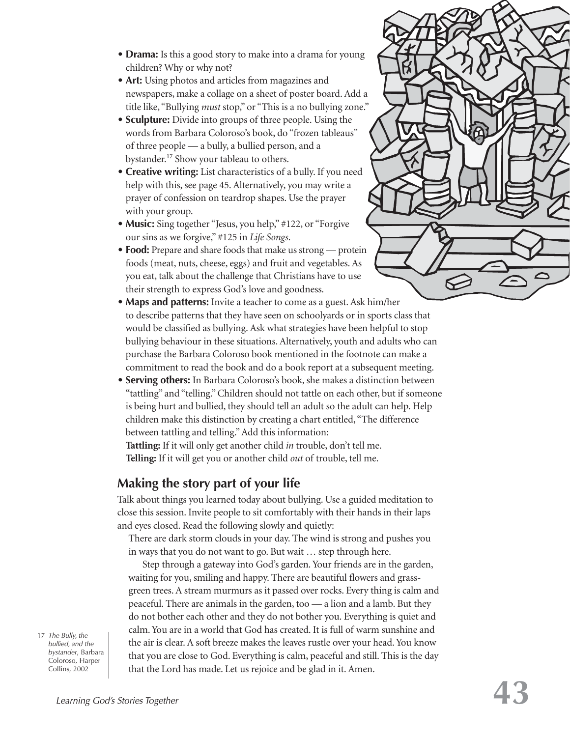- **Drama:** Is this a good story to make into a drama for young children? Why or why not?
- **Art:** Using photos and articles from magazines and newspapers, make a collage on a sheet of poster board. Add a title like, "Bullying *must* stop," or "This is a no bullying zone."
- **Sculpture:** Divide into groups of three people. Using the words from Barbara Coloroso's book, do "frozen tableaus" of three people — a bully, a bullied person, and a bystander.[17] Show your tableau to others.
- **Creative writing:** List characteristics of a bully. If you need help with this, see page 45. Alternatively, you may write a prayer of confession on teardrop shapes. Use the prayer with your group.
- **Music:** Sing together "Jesus, you help," #122, or "Forgive our sins as we forgive," #125 in *Life Songs*.
- **Food:** Prepare and share foods that make us strong — protein foods (meat, nuts, cheese, eggs) and fruit and vegetables. As you eat, talk about the challenge that Christians have to use their strength to express God's love and goodness.
- **Maps and patterns:** Invite a teacher to come as a guest. Ask him/her to describe patterns that they have seen on schoolyards or in sports class that would be classified as bullying. Ask what strategies have been helpful to stop bullying behaviour in these situations. Alternatively, youth and adults who can purchase the Barbara Coloroso book mentioned in the footnote can make a commitment to read the book and do a book report at a subsequent meeting.
- **Serving others:** In Barbara Coloroso's book, she makes a distinction between "tattling" and "telling." Children should not tattle on each other, but if someone is being hurt and bullied, they should tell an adult so the adult can help. Help children make this distinction by creating a chart entitled, "The difference between tattling and telling." Add this information:
  **Tattling:** If it will only get another child *in* trouble, don't tell me.
  **Telling:** If it will get you or another child *out* of trouble, tell me.

## Making the story part of your life

Talk about things you learned today about bullying. Use a guided meditation to close this session. Invite people to sit comfortably with their hands in their laps and eyes closed. Read the following slowly and quietly:

There are dark storm clouds in your day. The wind is strong and pushes you in ways that you do not want to go. But wait … step through here.

Step through a gateway into God's garden. Your friends are in the garden, waiting for you, smiling and happy. There are beautiful flowers and grass-green trees. A stream murmurs as it passed over rocks. Every thing is calm and peaceful. There are animals in the garden, too — a lion and a lamb. But they do not bother each other and they do not bother you. Everything is quiet and calm. You are in a world that God has created. It is full of warm sunshine and the air is clear. A soft breeze makes the leaves rustle over your head. You know that you are close to God. Everything is calm, peaceful and still. This is the day that the Lord has made. Let us rejoice and be glad in it. Amen.

17 *The Bully, the bullied, and the bystander*, Barbara Coloroso, Harper Collins, 2002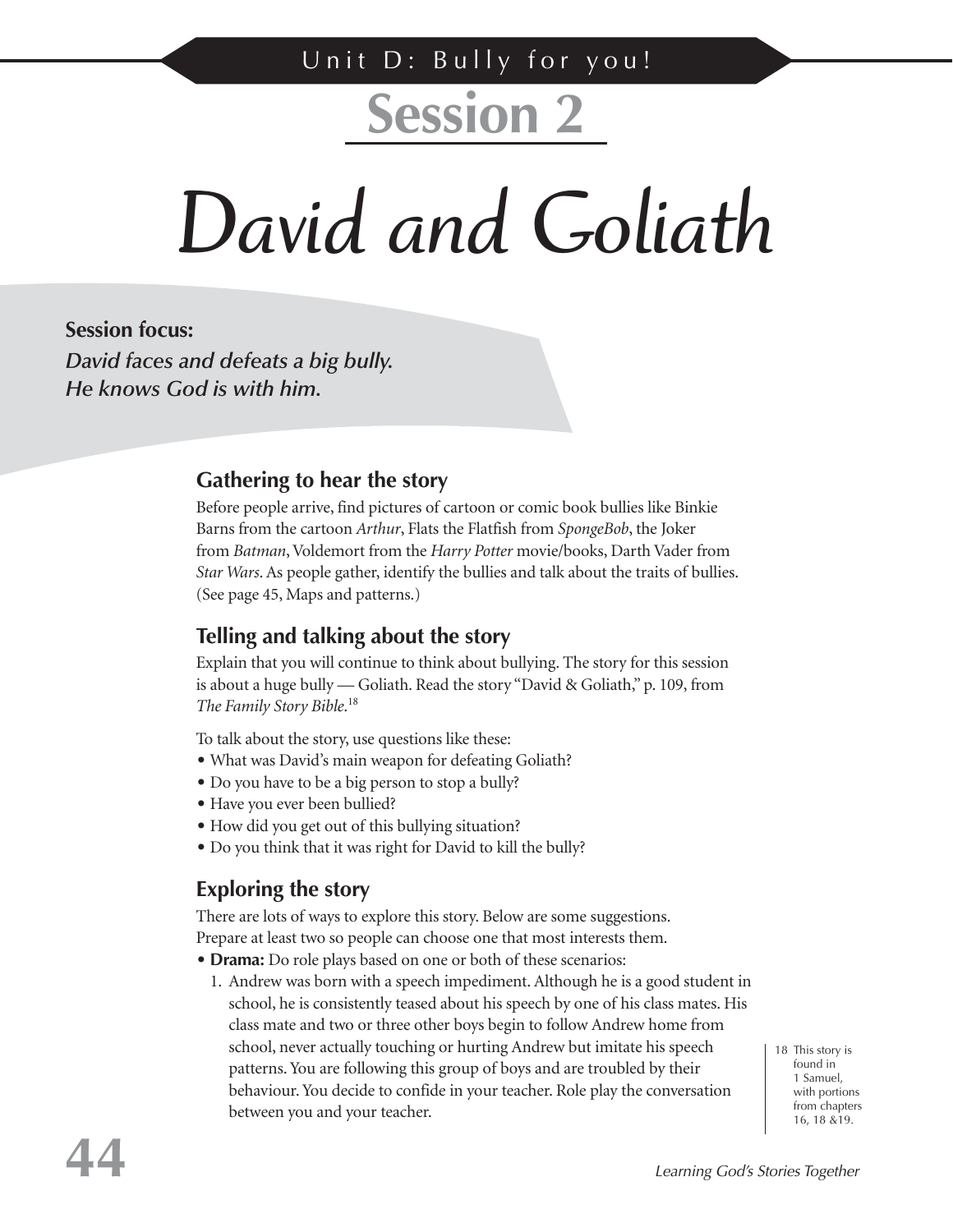# Session 2

# David and Goliath

**Session focus:**
***David faces and defeats a big bully. He knows God is with him.***

## Gathering to hear the story

Before people arrive, find pictures of cartoon or comic book bullies like Binkie Barns from the cartoon *Arthur*, Flats the Flatfish from *SpongeBob*, the Joker from *Batman*, Voldemort from the *Harry Potter* movie/books, Darth Vader from *Star Wars*. As people gather, identify the bullies and talk about the traits of bullies. (See page 45, Maps and patterns.)

## Telling and talking about the story

Explain that you will continue to think about bullying. The story for this session is about a huge bully — Goliath. Read the story "David & Goliath," p. 109, from *The Family Story Bible*.[18]

To talk about the story, use questions like these:

- What was David's main weapon for defeating Goliath?
- Do you have to be a big person to stop a bully?
- Have you ever been bullied?
- How did you get out of this bullying situation?
- Do you think that it was right for David to kill the bully?

## Exploring the story

There are lots of ways to explore this story. Below are some suggestions. Prepare at least two so people can choose one that most interests them.

- **Drama:** Do role plays based on one or both of these scenarios:
  1. Andrew was born with a speech impediment. Although he is a good student in school, he is consistently teased about his speech by one of his class mates. His class mate and two or three other boys begin to follow Andrew home from school, never actually touching or hurting Andrew but imitate his speech patterns. You are following this group of boys and are troubled by their behaviour. You decide to confide in your teacher. Role play the conversation between you and your teacher.

[18] This story is found in 1 Samuel, with portions from chapters 16, 18 &19.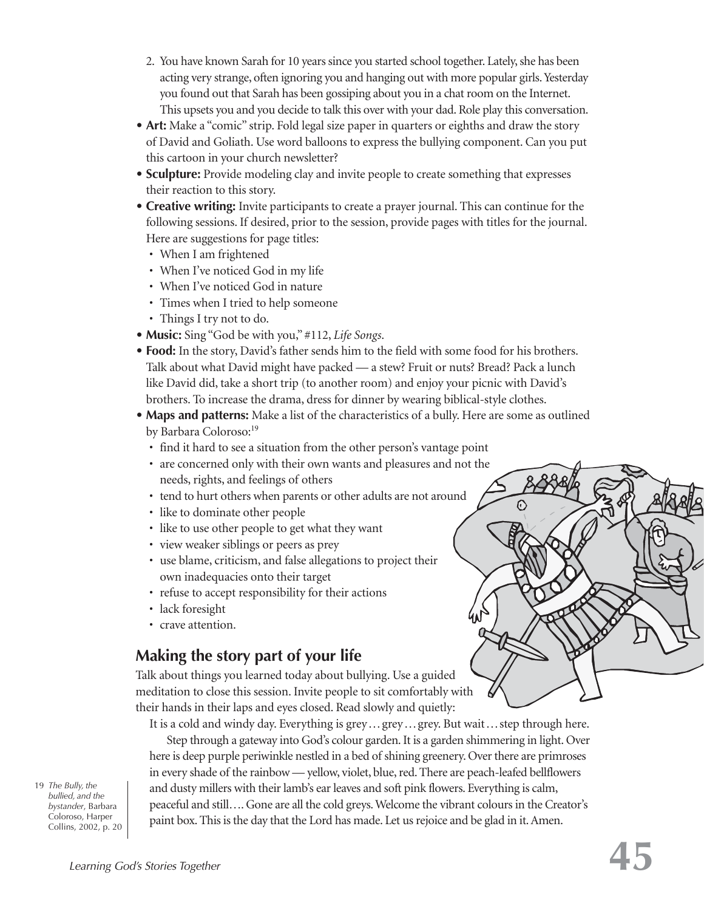2. You have known Sarah for 10 years since you started school together. Lately, she has been acting very strange, often ignoring you and hanging out with more popular girls. Yesterday you found out that Sarah has been gossiping about you in a chat room on the Internet. This upsets you and you decide to talk this over with your dad. Role play this conversation.

- **Art:** Make a "comic" strip. Fold legal size paper in quarters or eighths and draw the story of David and Goliath. Use word balloons to express the bullying component. Can you put this cartoon in your church newsletter?
- **Sculpture:** Provide modeling clay and invite people to create something that expresses their reaction to this story.
- **Creative writing:** Invite participants to create a prayer journal. This can continue for the following sessions. If desired, prior to the session, provide pages with titles for the journal. Here are suggestions for page titles:
  - When I am frightened
  - When I've noticed God in my life
  - When I've noticed God in nature
  - Times when I tried to help someone
  - Things I try not to do.
- **Music:** Sing "God be with you," #112, *Life Songs*.
- **Food:** In the story, David's father sends him to the field with some food for his brothers. Talk about what David might have packed — a stew? Fruit or nuts? Bread? Pack a lunch like David did, take a short trip (to another room) and enjoy your picnic with David's brothers. To increase the drama, dress for dinner by wearing biblical-style clothes.
- **Maps and patterns:** Make a list of the characteristics of a bully. Here are some as outlined by Barbara Coloroso:[19]
  - find it hard to see a situation from the other person's vantage point
  - are concerned only with their own wants and pleasures and not the needs, rights, and feelings of others
  - tend to hurt others when parents or other adults are not around
  - like to dominate other people
  - like to use other people to get what they want
  - view weaker siblings or peers as prey
  - use blame, criticism, and false allegations to project their own inadequacies onto their target
  - refuse to accept responsibility for their actions
  - lack foresight
  - crave attention.

## Making the story part of your life

Talk about things you learned today about bullying. Use a guided meditation to close this session. Invite people to sit comfortably with their hands in their laps and eyes closed. Read slowly and quietly:

It is a cold and windy day. Everything is grey… grey… grey. But wait… step through here.

Step through a gateway into God's colour garden. It is a garden shimmering in light. Over here is deep purple periwinkle nestled in a bed of shining greenery. Over there are primroses in every shade of the rainbow — yellow, violet, blue, red. There are peach-leafed bellflowers and dusty millers with their lamb's ear leaves and soft pink flowers. Everything is calm, peaceful and still…. Gone are all the cold greys. Welcome the vibrant colours in the Creator's paint box. This is the day that the Lord has made. Let us rejoice and be glad in it. Amen.

19 *The Bully, the bullied, and the bystander*, Barbara Coloroso, Harper Collins, 2002, p. 20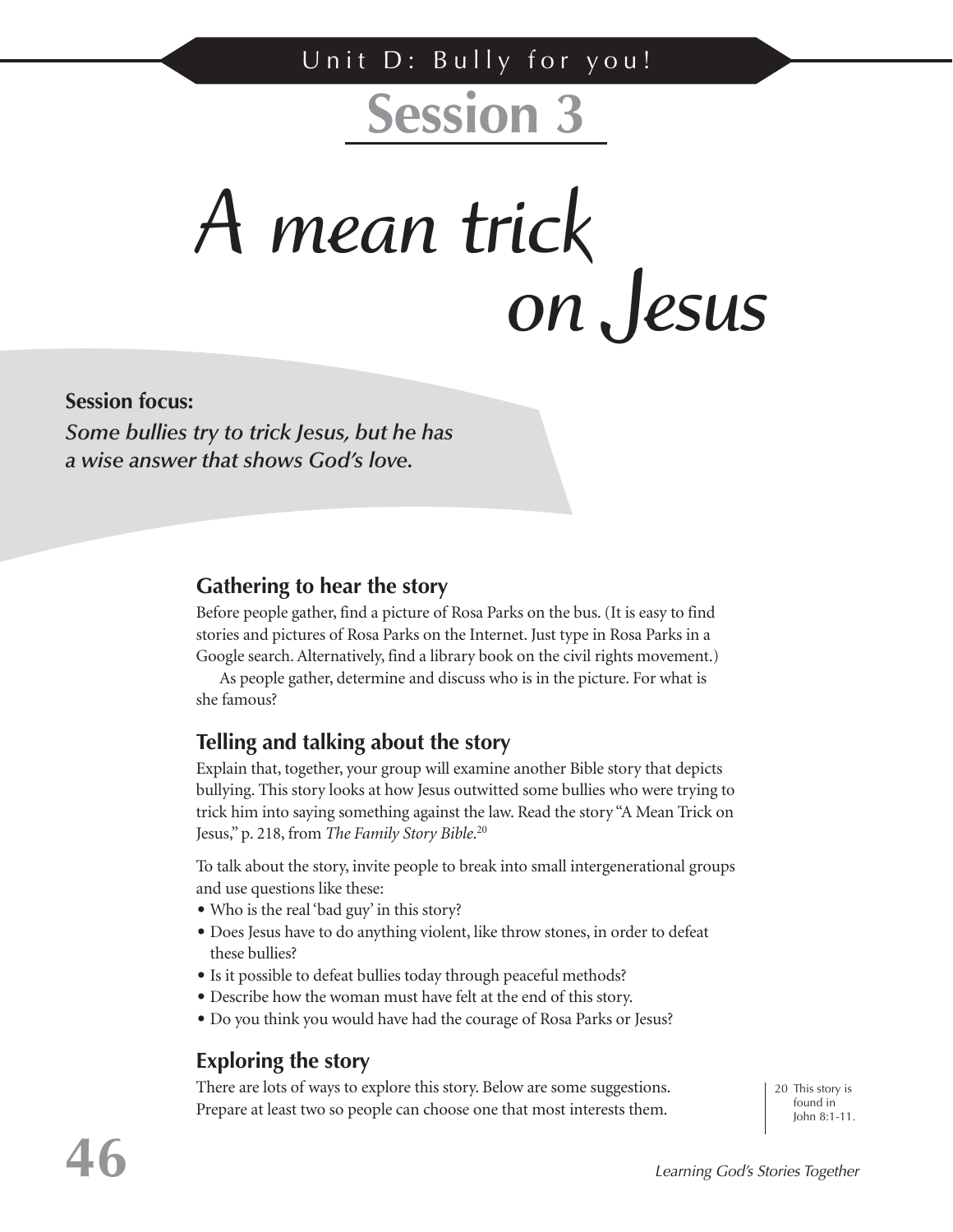Unit D: Bully for you!

# Session 3

# A mean trick on Jesus

**Session focus:**
*Some bullies try to trick Jesus, but he has a wise answer that shows God's love.*

## Gathering to hear the story

Before people gather, find a picture of Rosa Parks on the bus. (It is easy to find stories and pictures of Rosa Parks on the Internet. Just type in Rosa Parks in a Google search. Alternatively, find a library book on the civil rights movement.)

As people gather, determine and discuss who is in the picture. For what is she famous?

## Telling and talking about the story

Explain that, together, your group will examine another Bible story that depicts bullying. This story looks at how Jesus outwitted some bullies who were trying to trick him into saying something against the law. Read the story "A Mean Trick on Jesus," p. 218, from *The Family Story Bible*.[20]

To talk about the story, invite people to break into small intergenerational groups and use questions like these:

- Who is the real 'bad guy' in this story?
- Does Jesus have to do anything violent, like throw stones, in order to defeat these bullies?
- Is it possible to defeat bullies today through peaceful methods?
- Describe how the woman must have felt at the end of this story.
- Do you think you would have had the courage of Rosa Parks or Jesus?

## Exploring the story

There are lots of ways to explore this story. Below are some suggestions. Prepare at least two so people can choose one that most interests them.

20 This story is found in John 8:1-11.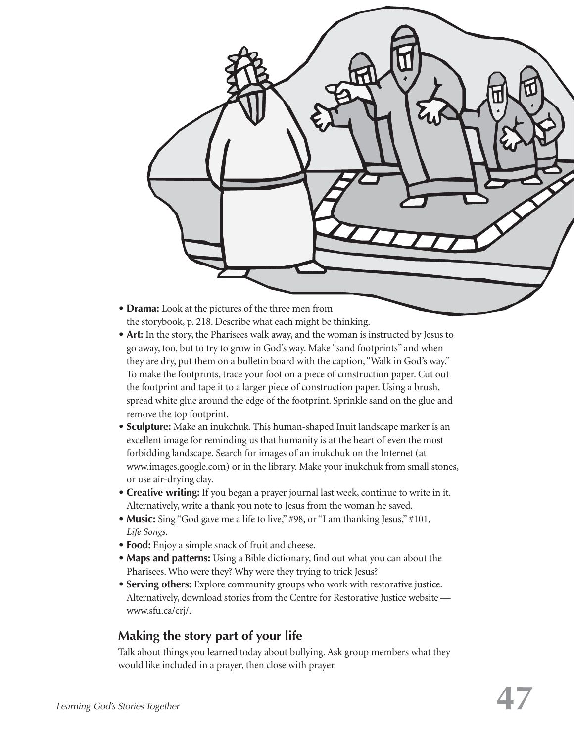- **Drama:** Look at the pictures of the three men from the storybook, p. 218. Describe what each might be thinking.
- **Art:** In the story, the Pharisees walk away, and the woman is instructed by Jesus to go away, too, but to try to grow in God's way. Make "sand footprints" and when they are dry, put them on a bulletin board with the caption, "Walk in God's way." To make the footprints, trace your foot on a piece of construction paper. Cut out the footprint and tape it to a larger piece of construction paper. Using a brush, spread white glue around the edge of the footprint. Sprinkle sand on the glue and remove the top footprint.
- **Sculpture:** Make an inukchuk. This human-shaped Inuit landscape marker is an excellent image for reminding us that humanity is at the heart of even the most forbidding landscape. Search for images of an inukchuk on the Internet (at www.images.google.com) or in the library. Make your inukchuk from small stones, or use air-drying clay.
- **Creative writing:** If you began a prayer journal last week, continue to write in it. Alternatively, write a thank you note to Jesus from the woman he saved.
- **Music:** Sing "God gave me a life to live," #98, or "I am thanking Jesus," #101, *Life Songs*.
- **Food:** Enjoy a simple snack of fruit and cheese.
- **Maps and patterns:** Using a Bible dictionary, find out what you can about the Pharisees. Who were they? Why were they trying to trick Jesus?
- **Serving others:** Explore community groups who work with restorative justice. Alternatively, download stories from the Centre for Restorative Justice website — www.sfu.ca/crj/.

## Making the story part of your life

Talk about things you learned today about bullying. Ask group members what they would like included in a prayer, then close with prayer.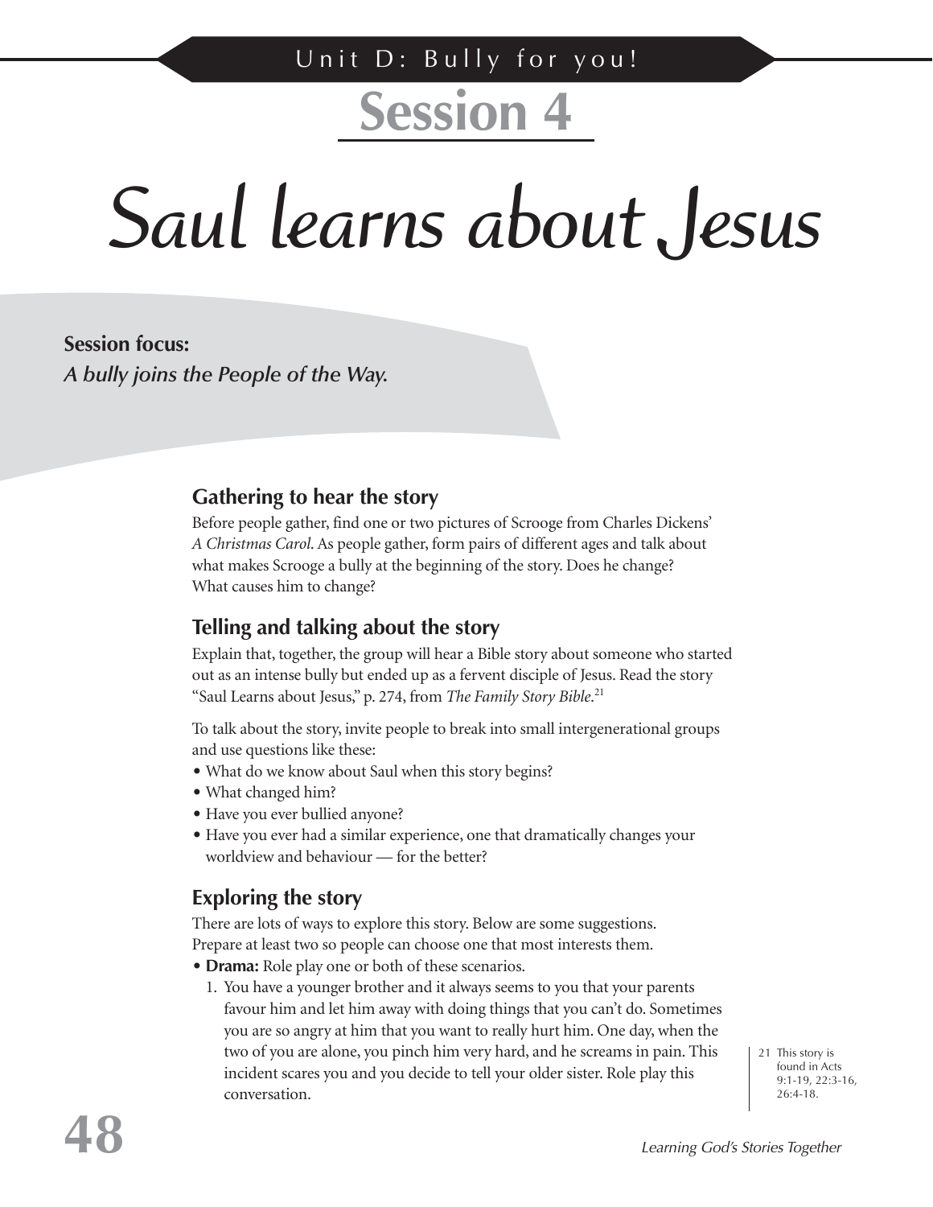# Session 4

# *Saul learns about Jesus*

**Session focus:**
*A bully joins the People of the Way.*

## Gathering to hear the story

Before people gather, find one or two pictures of Scrooge from Charles Dickens' *A Christmas Carol*. As people gather, form pairs of different ages and talk about what makes Scrooge a bully at the beginning of the story. Does he change? What causes him to change?

## Telling and talking about the story

Explain that, together, the group will hear a Bible story about someone who started out as an intense bully but ended up as a fervent disciple of Jesus. Read the story "Saul Learns about Jesus," p. 274, from *The Family Story Bible*.[21]

To talk about the story, invite people to break into small intergenerational groups and use questions like these:

- What do we know about Saul when this story begins?
- What changed him?
- Have you ever bullied anyone?
- Have you ever had a similar experience, one that dramatically changes your worldview and behaviour — for the better?

## Exploring the story

There are lots of ways to explore this story. Below are some suggestions. Prepare at least two so people can choose one that most interests them.

- **Drama:** Role play one or both of these scenarios.
  1. You have a younger brother and it always seems to you that your parents favour him and let him away with doing things that you can't do. Sometimes you are so angry at him that you want to really hurt him. One day, when the two of you are alone, you pinch him very hard, and he screams in pain. This incident scares you and you decide to tell your older sister. Role play this conversation.

21 This story is found in Acts 9:1-19, 22:3-16, 26:4-18.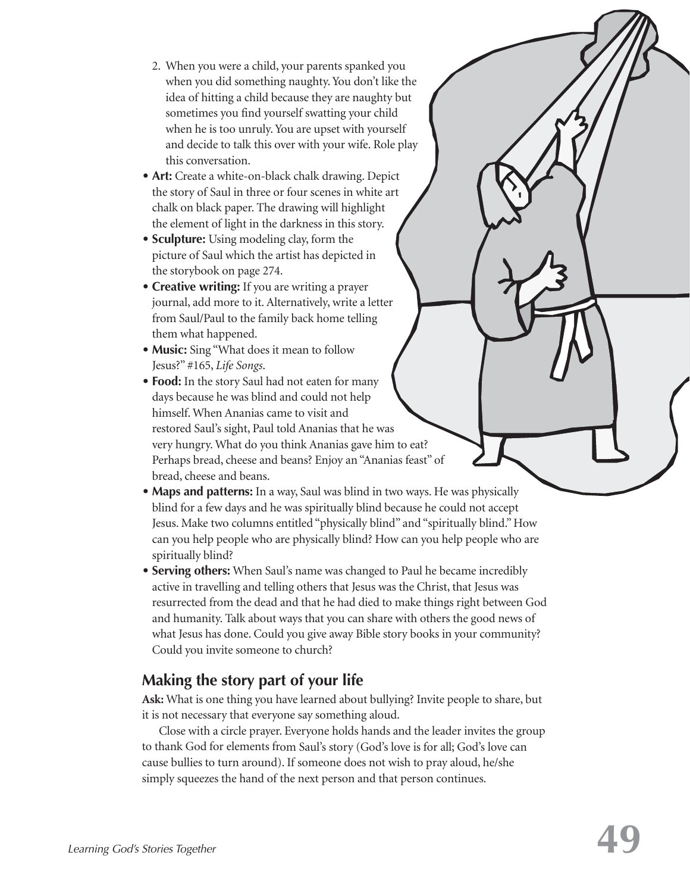2. When you were a child, your parents spanked you when you did something naughty. You don't like the idea of hitting a child because they are naughty but sometimes you find yourself swatting your child when he is too unruly. You are upset with yourself and decide to talk this over with your wife. Role play this conversation.

- **Art:** Create a white-on-black chalk drawing. Depict the story of Saul in three or four scenes in white art chalk on black paper. The drawing will highlight the element of light in the darkness in this story.
- **Sculpture:** Using modeling clay, form the picture of Saul which the artist has depicted in the storybook on page 274.
- **Creative writing:** If you are writing a prayer journal, add more to it. Alternatively, write a letter from Saul/Paul to the family back home telling them what happened.
- **Music:** Sing "What does it mean to follow Jesus?" #165, *Life Songs*.
- **Food:** In the story Saul had not eaten for many days because he was blind and could not help himself. When Ananias came to visit and restored Saul's sight, Paul told Ananias that he was very hungry. What do you think Ananias gave him to eat? Perhaps bread, cheese and beans? Enjoy an "Ananias feast" of bread, cheese and beans.
- **Maps and patterns:** In a way, Saul was blind in two ways. He was physically blind for a few days and he was spiritually blind because he could not accept Jesus. Make two columns entitled "physically blind" and "spiritually blind." How can you help people who are physically blind? How can you help people who are spiritually blind?
- **Serving others:** When Saul's name was changed to Paul he became incredibly active in travelling and telling others that Jesus was the Christ, that Jesus was resurrected from the dead and that he had died to make things right between God and humanity. Talk about ways that you can share with others the good news of what Jesus has done. Could you give away Bible story books in your community? Could you invite someone to church?

## Making the story part of your life

**Ask:** What is one thing you have learned about bullying? Invite people to share, but it is not necessary that everyone say something aloud.

Close with a circle prayer. Everyone holds hands and the leader invites the group to thank God for elements from Saul's story (God's love is for all; God's love can cause bullies to turn around). If someone does not wish to pray aloud, he/she simply squeezes the hand of the next person and that person continues.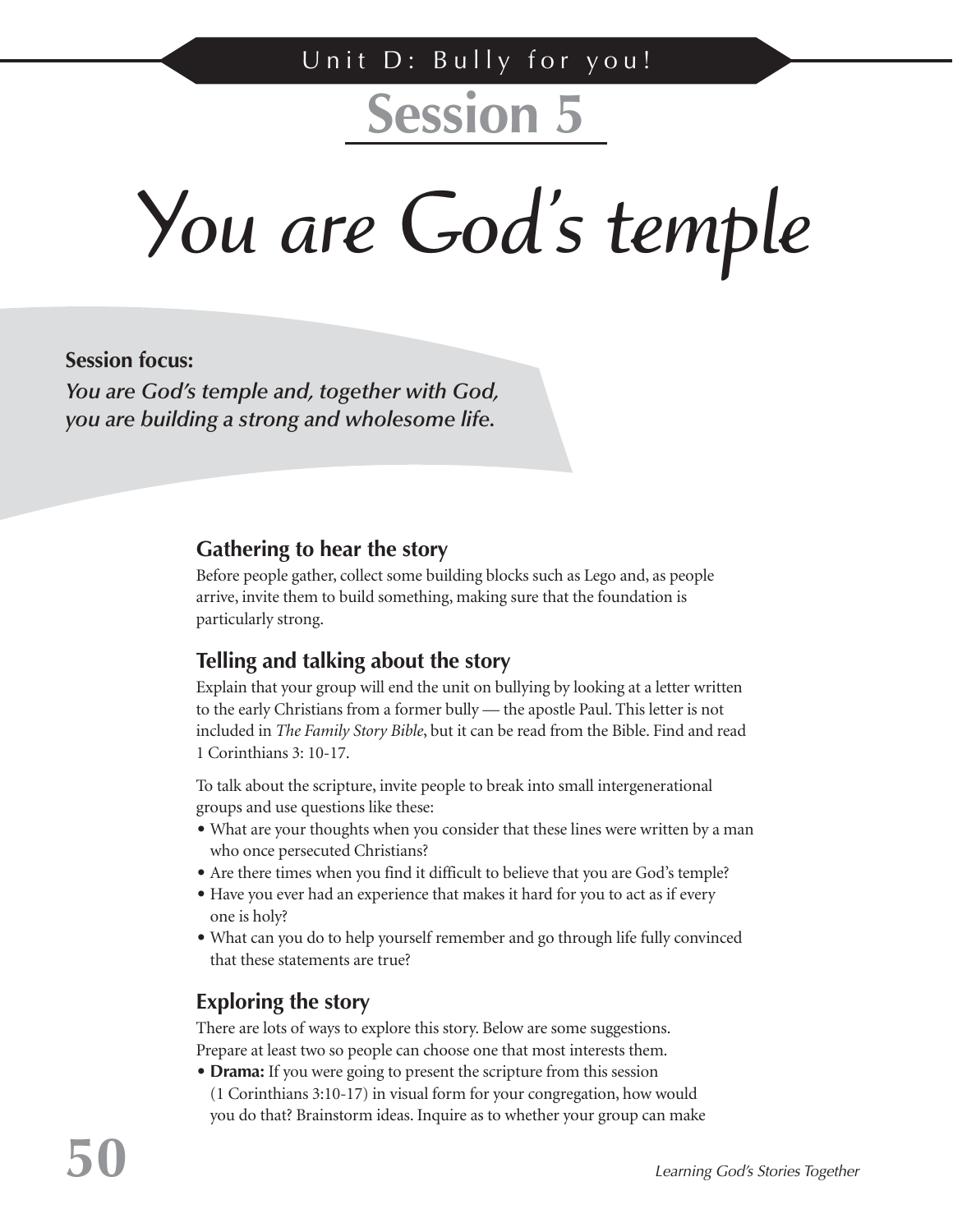Unit D: Bully for you!

# Session 5

# You are God's temple

**Session focus:**

***You are God's temple and, together with God, you are building a strong and wholesome life.***

## Gathering to hear the story

Before people gather, collect some building blocks such as Lego and, as people arrive, invite them to build something, making sure that the foundation is particularly strong.

## Telling and talking about the story

Explain that your group will end the unit on bullying by looking at a letter written to the early Christians from a former bully — the apostle Paul. This letter is not included in *The Family Story Bible*, but it can be read from the Bible. Find and read 1 Corinthians 3: 10-17.

To talk about the scripture, invite people to break into small intergenerational groups and use questions like these:

- What are your thoughts when you consider that these lines were written by a man who once persecuted Christians?
- Are there times when you find it difficult to believe that you are God's temple?
- Have you ever had an experience that makes it hard for you to act as if every one is holy?
- What can you do to help yourself remember and go through life fully convinced that these statements are true?

## Exploring the story

There are lots of ways to explore this story. Below are some suggestions. Prepare at least two so people can choose one that most interests them.

- **Drama:** If you were going to present the scripture from this session (1 Corinthians 3:10-17) in visual form for your congregation, how would you do that? Brainstorm ideas. Inquire as to whether your group can make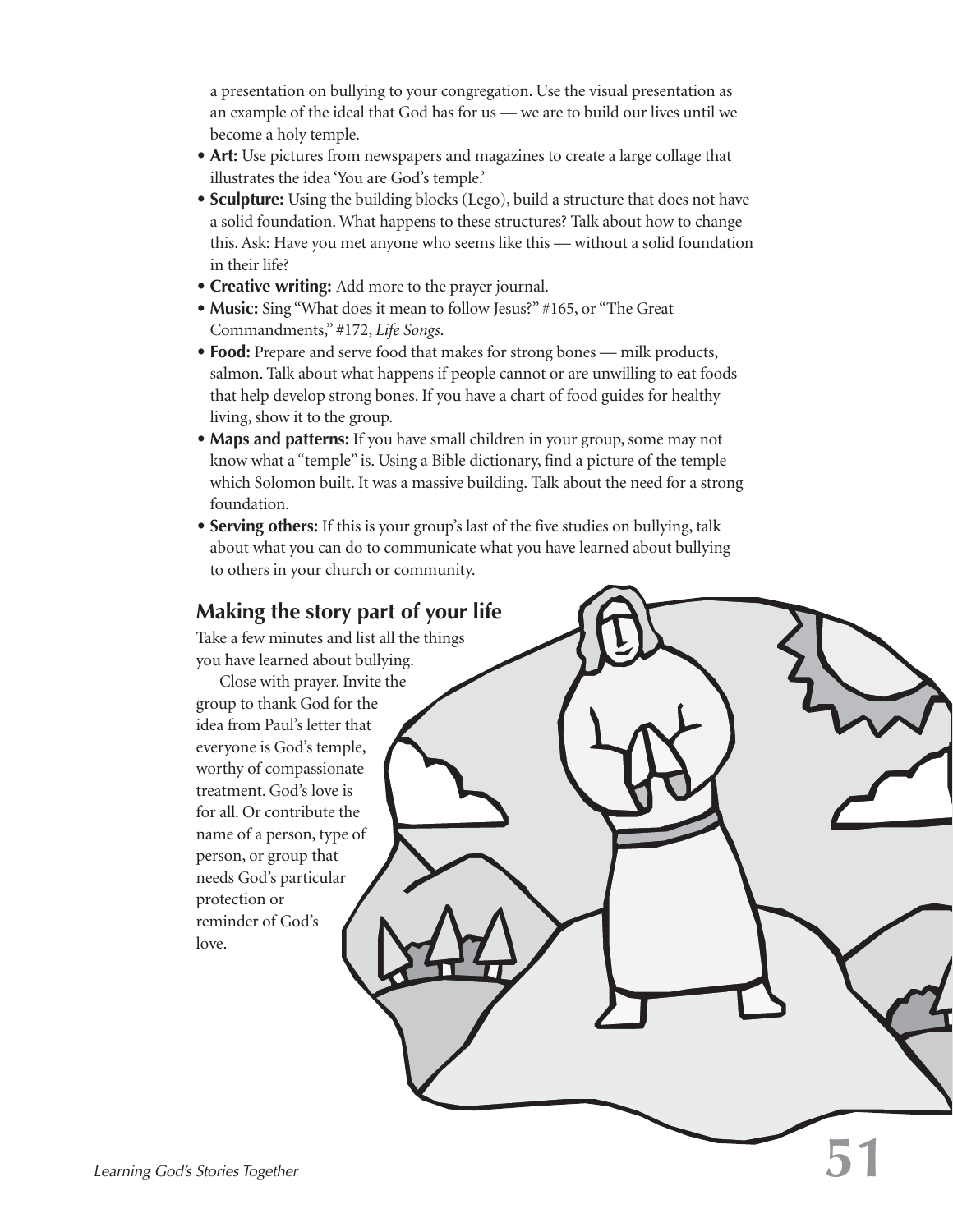a presentation on bullying to your congregation. Use the visual presentation as an example of the ideal that God has for us — we are to build our lives until we become a holy temple.

- **Art:** Use pictures from newspapers and magazines to create a large collage that illustrates the idea 'You are God's temple.'
- **Sculpture:** Using the building blocks (Lego), build a structure that does not have a solid foundation. What happens to these structures? Talk about how to change this. Ask: Have you met anyone who seems like this — without a solid foundation in their life?
- **Creative writing:** Add more to the prayer journal.
- **Music:** Sing "What does it mean to follow Jesus?" #165, or "The Great Commandments," #172, *Life Songs*.
- **Food:** Prepare and serve food that makes for strong bones — milk products, salmon. Talk about what happens if people cannot or are unwilling to eat foods that help develop strong bones. If you have a chart of food guides for healthy living, show it to the group.
- **Maps and patterns:** If you have small children in your group, some may not know what a "temple" is. Using a Bible dictionary, find a picture of the temple which Solomon built. It was a massive building. Talk about the need for a strong foundation.
- **Serving others:** If this is your group's last of the five studies on bullying, talk about what you can do to communicate what you have learned about bullying to others in your church or community.

## Making the story part of your life

Take a few minutes and list all the things you have learned about bullying.

Close with prayer. Invite the group to thank God for the idea from Paul's letter that everyone is God's temple, worthy of compassionate treatment. God's love is for all. Or contribute the name of a person, type of person, or group that needs God's particular protection or reminder of God's love.